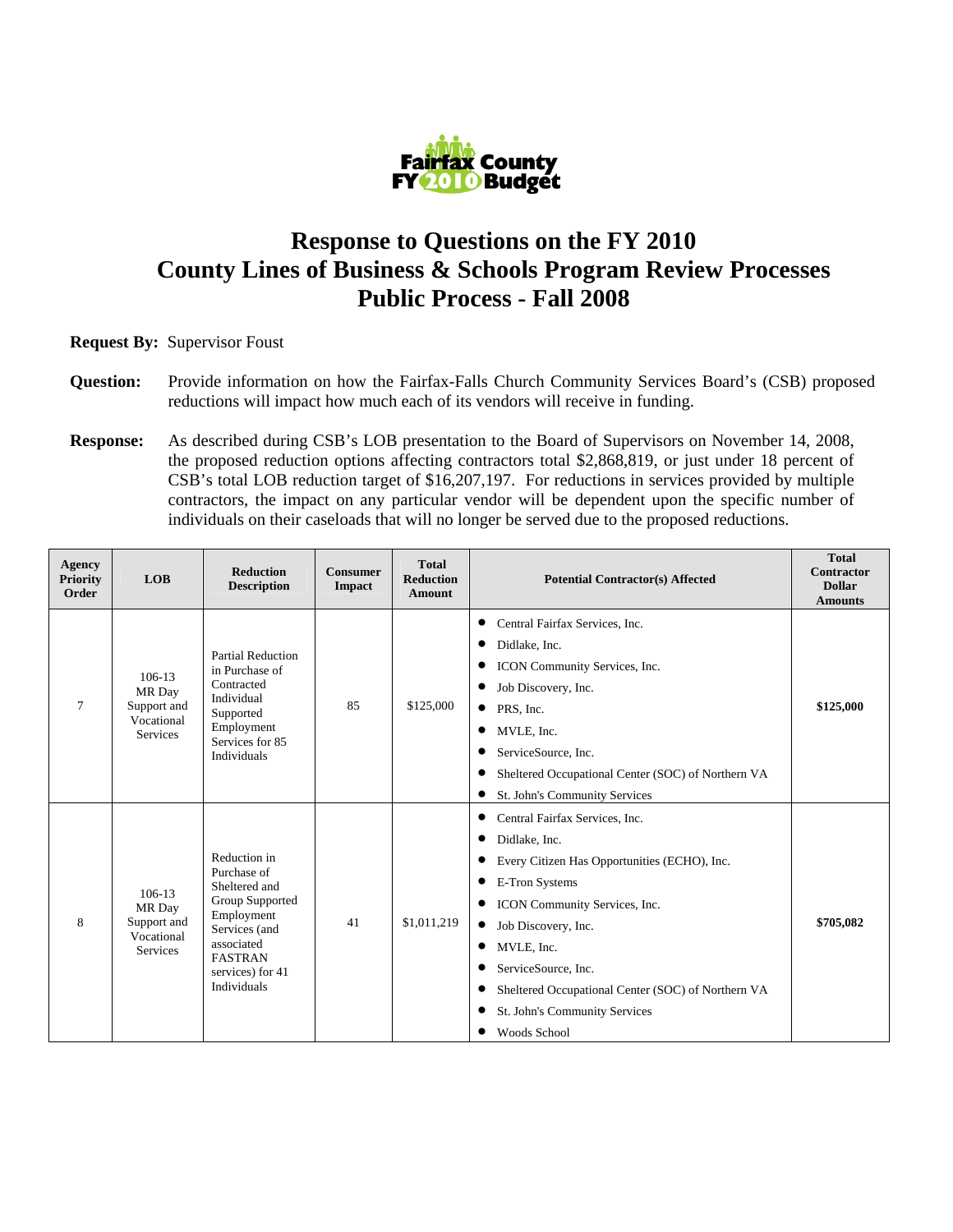# Response to Questions on the FY 2010 County Lines of Business & Schools Program Review Processes Public Process - Fall 2008

**Request By:** Supervisor Foust

**Question:** Provide information on how the Fairfax-Falls Church Community Services Board's (CSB) proposed reductions will impact how much each of its vendors will receive in funding.

**Response:** As described during CSB's LOB presentation to the Board of Supervisors on November 14, 2008, the proposed reduction options affecting contractors total $2,868,819, or just under 18 percent of CSB's total LOB reduction target of $16,207,197. For reductions in services provided by multiple contractors, the impact on any particular vendor will be dependent upon the specific number of individuals on their caseloads that will no longer be served due to the proposed reductions.

| Agency Priority Order | LOB | Reduction Description | Consumer Impact | Total Reduction Amount | Potential Contractor(s) Affected | Total Contractor Dollar Amounts |
|---|---|---|---|---|---|---|
| 7 | 106-13 MR Day Support and Vocational Services | Partial Reduction in Purchase of Contracted Individual Supported Employment Services for 85 Individuals | 85 | $125,000 | • Central Fairfax Services, Inc.<br>• Didlake, Inc.<br>• ICON Community Services, Inc.<br>• Job Discovery, Inc.<br>• PRS, Inc.<br>• MVLE, Inc.<br>• ServiceSource, Inc.<br>• Sheltered Occupational Center (SOC) of Northern VA<br>• St. John's Community Services | **$125,000** |
| 8 | 106-13 MR Day Support and Vocational Services | Reduction in Purchase of Sheltered and Group Supported Employment Services (and associated FASTRAN services) for 41 Individuals | 41 | $1,011,219 | • Central Fairfax Services, Inc.<br>• Didlake, Inc.<br>• Every Citizen Has Opportunities (ECHO), Inc.<br>• E-Tron Systems<br>• ICON Community Services, Inc.<br>• Job Discovery, Inc.<br>• MVLE, Inc.<br>• ServiceSource, Inc.<br>• Sheltered Occupational Center (SOC) of Northern VA<br>• St. John's Community Services<br>• Woods School | **$705,082** |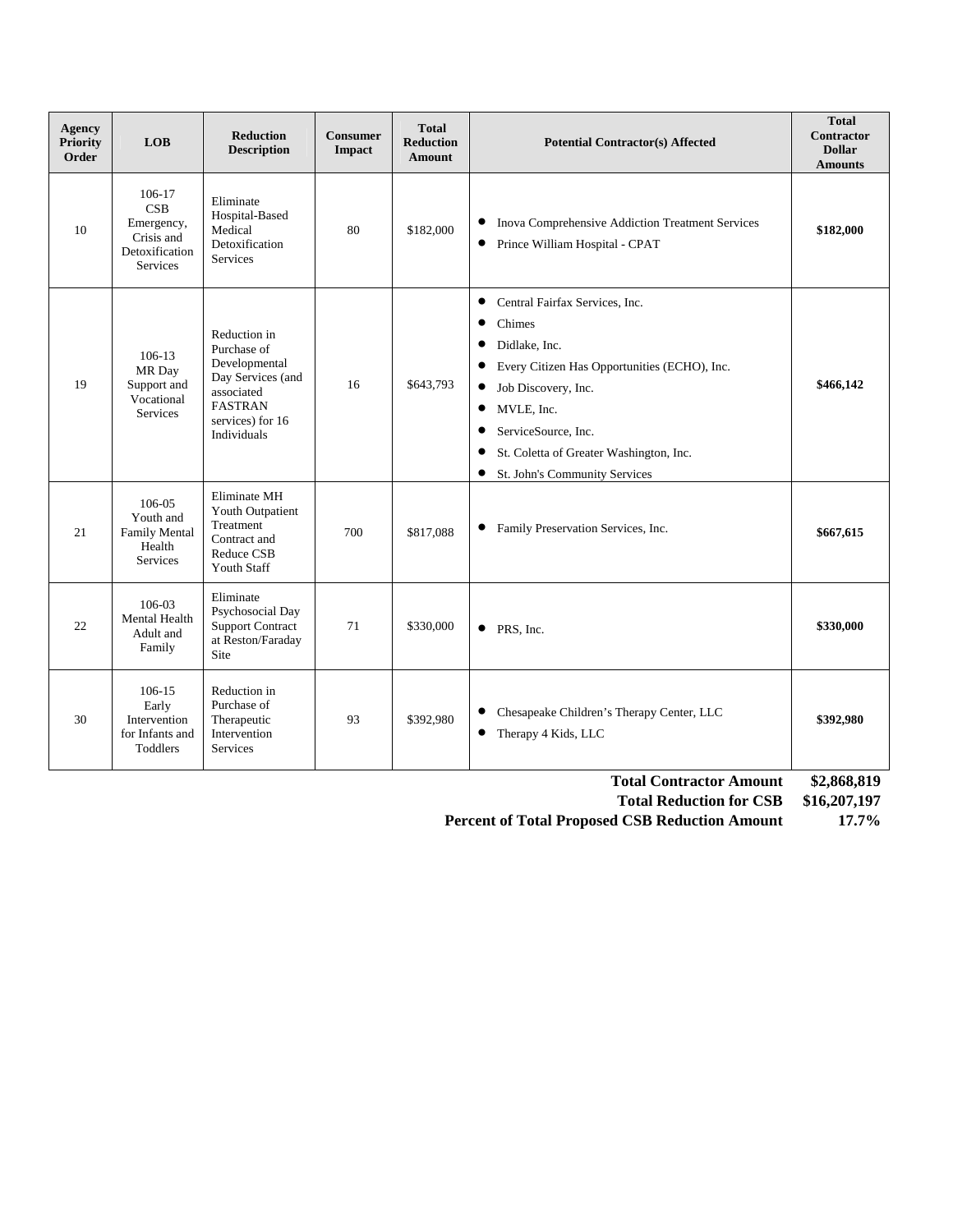| Agency Priority Order | LOB | Reduction Description | Consumer Impact | Total Reduction Amount | Potential Contractor(s) Affected | Total Contractor Dollar Amounts |
|---|---|---|---|---|---|---|
| 10 | 106-17 CSB Emergency, Crisis and Detoxification Services | Eliminate Hospital-Based Medical Detoxification Services | 80 | $182,000 | • Inova Comprehensive Addiction Treatment Services<br>• Prince William Hospital - CPAT | **$182,000** |
| 19 | 106-13 MR Day Support and Vocational Services | Reduction in Purchase of Developmental Day Services (and associated FASTRAN services) for 16 Individuals | 16 | $643,793 | • Central Fairfax Services, Inc.<br>• Chimes<br>• Didlake, Inc.<br>• Every Citizen Has Opportunities (ECHO), Inc.<br>• Job Discovery, Inc.<br>• MVLE, Inc.<br>• ServiceSource, Inc.<br>• St. Coletta of Greater Washington, Inc.<br>• St. John's Community Services | **$466,142** |
| 21 | 106-05 Youth and Family Mental Health Services | Eliminate MH Youth Outpatient Treatment Contract and Reduce CSB Youth Staff | 700 | $817,088 | • Family Preservation Services, Inc. | **$667,615** |
| 22 | 106-03 Mental Health Adult and Family | Eliminate Psychosocial Day Support Contract at Reston/Faraday Site | 71 | $330,000 | • PRS, Inc. | **$330,000** |
| 30 | 106-15 Early Intervention for Infants and Toddlers | Reduction in Purchase of Therapeutic Intervention Services | 93 | $392,980 | • Chesapeake Children's Therapy Center, LLC<br>• Therapy 4 Kids, LLC | **$392,980** |

| | |
|---|---|
| **Total Contractor Amount** | **$2,868,819** |
| **Total Reduction for CSB** | **$16,207,197** |
| **Percent of Total Proposed CSB Reduction Amount** | **17.7%** |